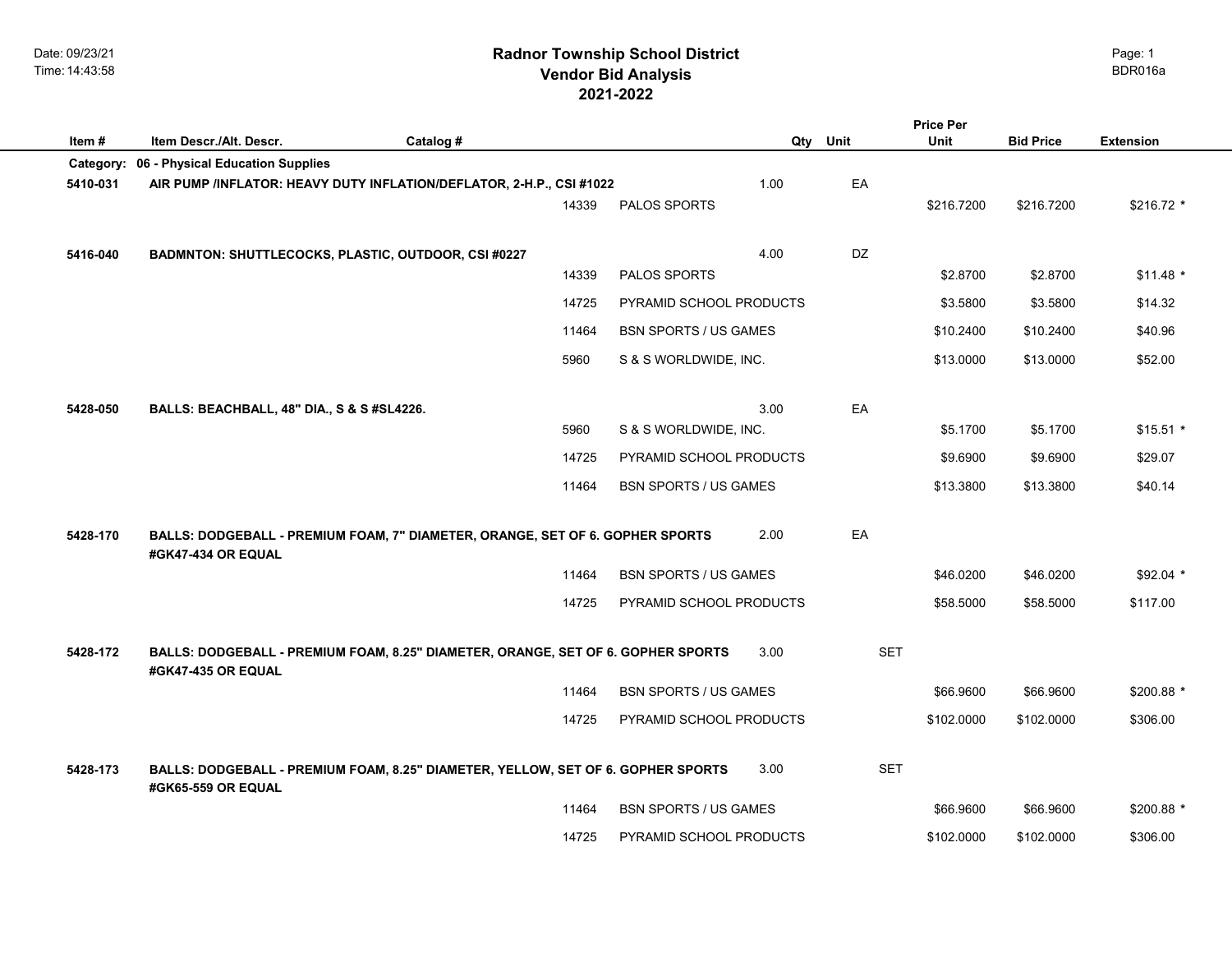# Radnor Township School District
## Vendor Bid Analysis
## 2021-2022

Date: 09/23/21
Time: 14:43:58

BDR016a

| Item # | Item Descr./Alt. Descr. | Catalog # | Qty | Unit | Price Per Unit | Bid Price | Extension |
|---|---|---|---|---|---|---|---|
| **Category:** | **06 - Physical Education Supplies** | | | | | | |
| **5410-031** | **AIR PUMP /INFLATOR: HEAVY DUTY INFLATION/DEFLATOR, 2-H.P., CSI #1022** | | 1.00 | EA | | | |
| | | 14339 PALOS SPORTS | | | $216.7200 | $216.7200 | $216.72 * |
| **5416-040** | **BADMNTON: SHUTTLECOCKS, PLASTIC, OUTDOOR, CSI #0227** | | 4.00 | DZ | | | |
| | | 14339 PALOS SPORTS | | | $2.8700 | $2.8700 | $11.48 * |
| | | 14725 PYRAMID SCHOOL PRODUCTS | | | $3.5800 | $3.5800 | $14.32 |
| | | 11464 BSN SPORTS / US GAMES | | | $10.2400 | $10.2400 | $40.96 |
| | | 5960 S & S WORLDWIDE, INC. | | | $13.0000 | $13.0000 | $52.00 |
| **5428-050** | **BALLS: BEACHBALL, 48" DIA., S & S #SL4226.** | | 3.00 | EA | | | |
| | | 5960 S & S WORLDWIDE, INC. | | | $5.1700 | $5.1700 | $15.51 * |
| | | 14725 PYRAMID SCHOOL PRODUCTS | | | $9.6900 | $9.6900 | $29.07 |
| | | 11464 BSN SPORTS / US GAMES | | | $13.3800 | $13.3800 | $40.14 |
| **5428-170** | **BALLS: DODGEBALL - PREMIUM FOAM, 7" DIAMETER, ORANGE, SET OF 6. GOPHER SPORTS #GK47-434 OR EQUAL** | | 2.00 | EA | | | |
| | | 11464 BSN SPORTS / US GAMES | | | $46.0200 | $46.0200 | $92.04 * |
| | | 14725 PYRAMID SCHOOL PRODUCTS | | | $58.5000 | $58.5000 | $117.00 |
| **5428-172** | **BALLS: DODGEBALL - PREMIUM FOAM, 8.25" DIAMETER, ORANGE, SET OF 6. GOPHER SPORTS #GK47-435 OR EQUAL** | | 3.00 | SET | | | |
| | | 11464 BSN SPORTS / US GAMES | | | $66.9600 | $66.9600 | $200.88 * |
| | | 14725 PYRAMID SCHOOL PRODUCTS | | | $102.0000 | $102.0000 | $306.00 |
| **5428-173** | **BALLS: DODGEBALL - PREMIUM FOAM, 8.25" DIAMETER, YELLOW, SET OF 6. GOPHER SPORTS #GK65-559 OR EQUAL** | | 3.00 | SET | | | |
| | | 11464 BSN SPORTS / US GAMES | | | $66.9600 | $66.9600 | $200.88 * |
| | | 14725 PYRAMID SCHOOL PRODUCTS | | | $102.0000 | $102.0000 | $306.00 |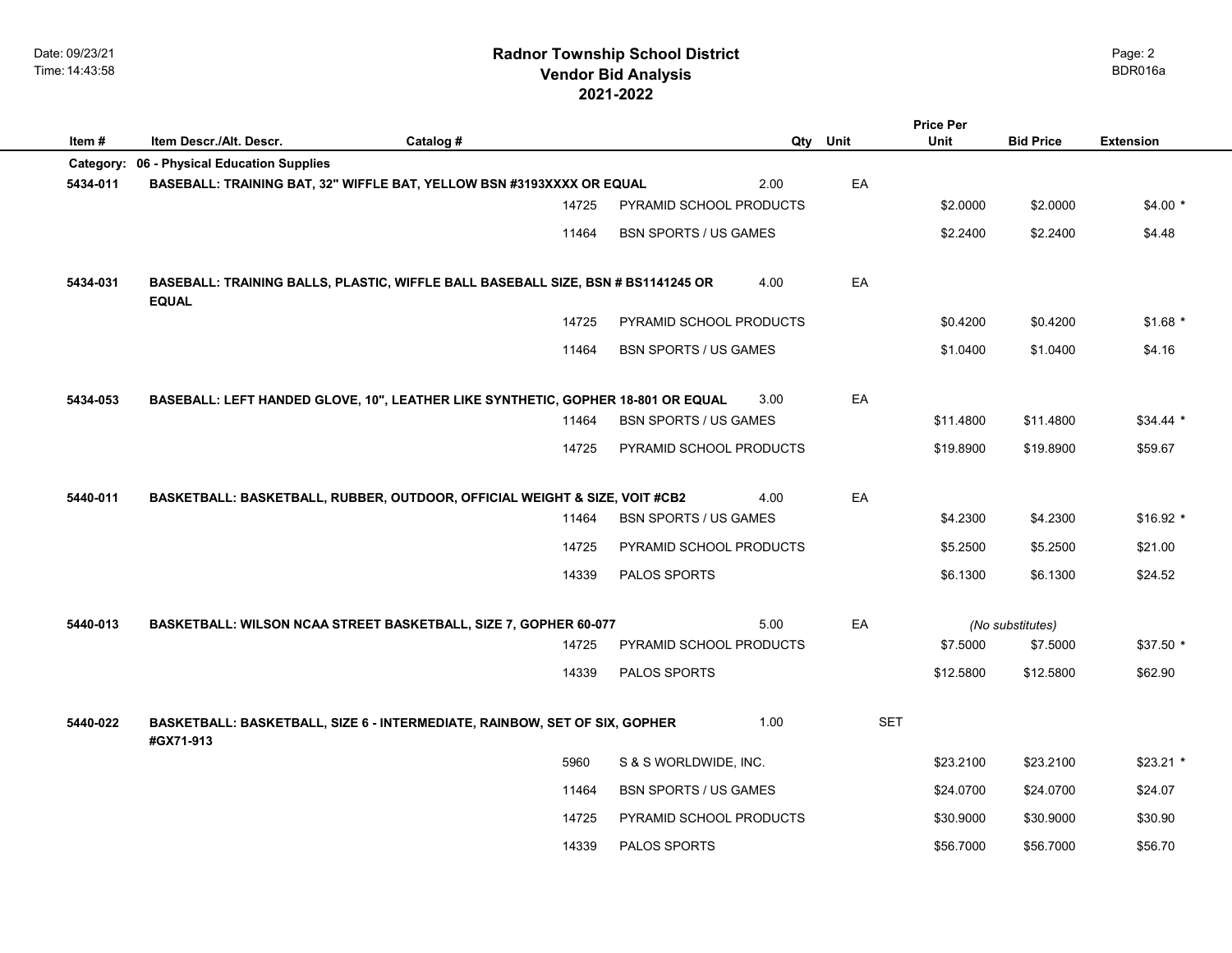# Radnor Township School District
## Vendor Bid Analysis
## 2021-2022

| Item # | Item Descr./Alt. Descr. | Catalog # | Qty | Unit | Price Per Unit | Bid Price | Extension |
|---|---|---|---|---|---|---|---|
| **Category:** | **06 - Physical Education Supplies** | | | | | | |
| **5434-011** | **BASEBALL: TRAINING BAT, 32" WIFFLE BAT, YELLOW BSN #3193XXXX OR EQUAL** | | 2.00 | EA | | | |
| | | 14725 | PYRAMID SCHOOL PRODUCTS | | $2.0000 | $2.0000 | $4.00 * |
| | | 11464 | BSN SPORTS / US GAMES | | $2.2400 | $2.2400 | $4.48 |
| **5434-031** | **BASEBALL: TRAINING BALLS, PLASTIC, WIFFLE BALL BASEBALL SIZE, BSN # BS1141245 OR EQUAL** | | 4.00 | EA | | | |
| | | 14725 | PYRAMID SCHOOL PRODUCTS | | $0.4200 | $0.4200 | $1.68 * |
| | | 11464 | BSN SPORTS / US GAMES | | $1.0400 | $1.0400 | $4.16 |
| **5434-053** | **BASEBALL: LEFT HANDED GLOVE, 10", LEATHER LIKE SYNTHETIC, GOPHER 18-801 OR EQUAL** | | 3.00 | EA | | | |
| | | 11464 | BSN SPORTS / US GAMES | | $11.4800 | $11.4800 | $34.44 * |
| | | 14725 | PYRAMID SCHOOL PRODUCTS | | $19.8900 | $19.8900 | $59.67 |
| **5440-011** | **BASKETBALL: BASKETBALL, RUBBER, OUTDOOR, OFFICIAL WEIGHT & SIZE, VOIT #CB2** | | 4.00 | EA | | | |
| | | 11464 | BSN SPORTS / US GAMES | | $4.2300 | $4.2300 | $16.92 * |
| | | 14725 | PYRAMID SCHOOL PRODUCTS | | $5.2500 | $5.2500 | $21.00 |
| | | 14339 | PALOS SPORTS | | $6.1300 | $6.1300 | $24.52 |
| **5440-013** | **BASKETBALL: WILSON NCAA STREET BASKETBALL, SIZE 7, GOPHER 60-077** | | 5.00 | EA | | *(No substitutes)* | |
| | | 14725 | PYRAMID SCHOOL PRODUCTS | | $7.5000 | $7.5000 | $37.50 * |
| | | 14339 | PALOS SPORTS | | $12.5800 | $12.5800 | $62.90 |
| **5440-022** | **BASKETBALL: BASKETBALL, SIZE 6 - INTERMEDIATE, RAINBOW, SET OF SIX, GOPHER #GX71-913** | | 1.00 | SET | | | |
| | | 5960 | S & S WORLDWIDE, INC. | | $23.2100 | $23.2100 | $23.21 * |
| | | 11464 | BSN SPORTS / US GAMES | | $24.0700 | $24.0700 | $24.07 |
| | | 14725 | PYRAMID SCHOOL PRODUCTS | | $30.9000 | $30.9000 | $30.90 |
| | | 14339 | PALOS SPORTS | | $56.7000 | $56.7000 | $56.70 |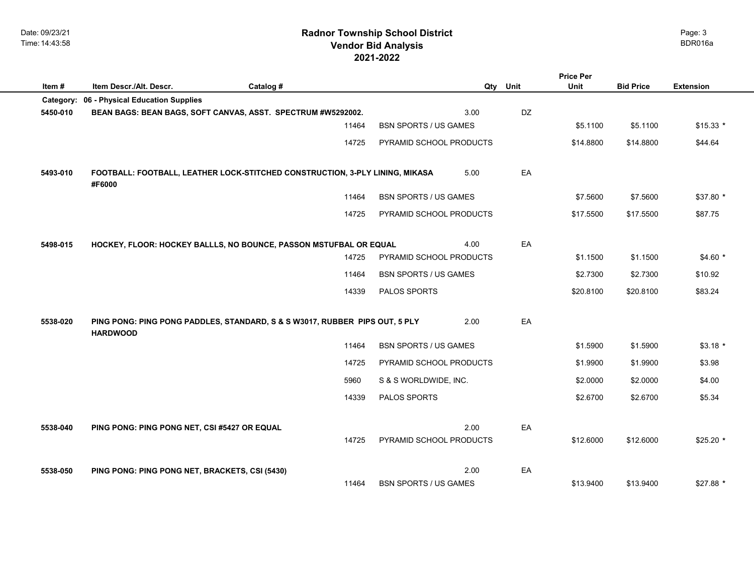# Radnor Township School District
## Vendor Bid Analysis
## 2021-2022

| Item # | Item Descr./Alt. Descr. | Catalog # | | Qty | Unit | Price Per Unit | Bid Price | Extension |
|---|---|---|---|---|---|---|---|---|
| **Category:** | **06 - Physical Education Supplies** | | | | | | | |
| **5450-010** | **BEAN BAGS: BEAN BAGS, SOFT CANVAS, ASST. SPECTRUM #W5292002.** | | | 3.00 | DZ | | | |
| | | 11464 | BSN SPORTS / US GAMES | | | $5.1100 | $5.1100 | $15.33 * |
| | | 14725 | PYRAMID SCHOOL PRODUCTS | | | $14.8800 | $14.8800 | $44.64 |
| **5493-010** | **FOOTBALL: FOOTBALL, LEATHER LOCK-STITCHED CONSTRUCTION, 3-PLY LINING, MIKASA #F6000** | | | 5.00 | EA | | | |
| | | 11464 | BSN SPORTS / US GAMES | | | $7.5600 | $7.5600 | $37.80 * |
| | | 14725 | PYRAMID SCHOOL PRODUCTS | | | $17.5500 | $17.5500 | $87.75 |
| **5498-015** | **HOCKEY, FLOOR: HOCKEY BALLLS, NO BOUNCE, PASSON MSTUFBAL OR EQUAL** | | | 4.00 | EA | | | |
| | | 14725 | PYRAMID SCHOOL PRODUCTS | | | $1.1500 | $1.1500 | $4.60 * |
| | | 11464 | BSN SPORTS / US GAMES | | | $2.7300 | $2.7300 | $10.92 |
| | | 14339 | PALOS SPORTS | | | $20.8100 | $20.8100 | $83.24 |
| **5538-020** | **PING PONG: PING PONG PADDLES, STANDARD, S & S W3017, RUBBER PIPS OUT, 5 PLY HARDWOOD** | | | 2.00 | EA | | | |
| | | 11464 | BSN SPORTS / US GAMES | | | $1.5900 | $1.5900 | $3.18 * |
| | | 14725 | PYRAMID SCHOOL PRODUCTS | | | $1.9900 | $1.9900 | $3.98 |
| | | 5960 | S & S WORLDWIDE, INC. | | | $2.0000 | $2.0000 | $4.00 |
| | | 14339 | PALOS SPORTS | | | $2.6700 | $2.6700 | $5.34 |
| **5538-040** | **PING PONG: PING PONG NET, CSI #5427 OR EQUAL** | | | 2.00 | EA | | | |
| | | 14725 | PYRAMID SCHOOL PRODUCTS | | | $12.6000 | $12.6000 | $25.20 * |
| **5538-050** | **PING PONG: PING PONG NET, BRACKETS, CSI (5430)** | | | 2.00 | EA | | | |
| | | 11464 | BSN SPORTS / US GAMES | | | $13.9400 | $13.9400 | $27.88 * |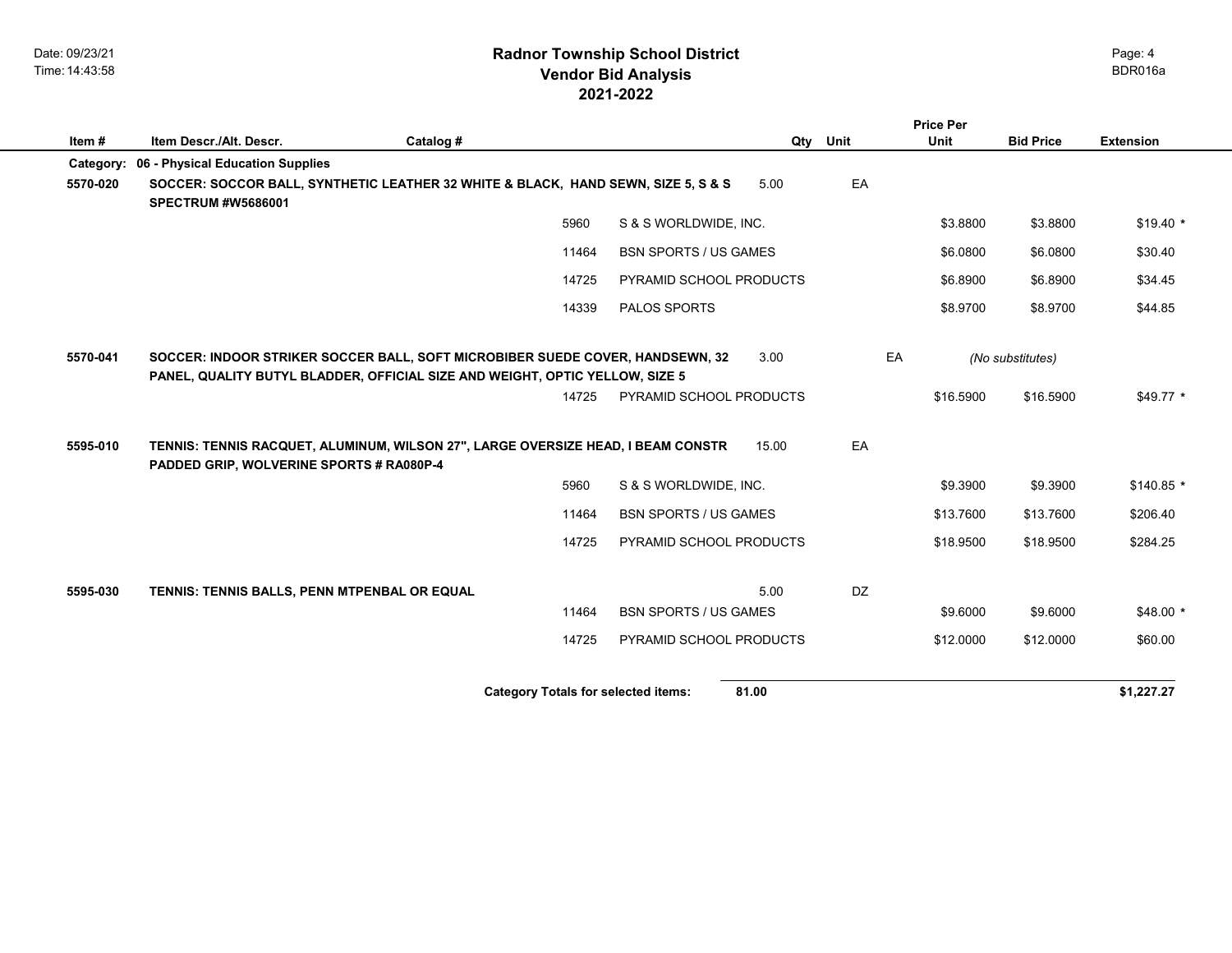# Radnor Township School District
## Vendor Bid Analysis
## 2021-2022

| Item # | Item Descr./Alt. Descr. | Catalog # | | Qty | Unit | Price Per Unit | Bid Price | Extension |
|---|---|---|---|---|---|---|---|---|
| Category: | 06 - Physical Education Supplies | | | | | | | |
| 5570-020 | SOCCER: SOCCOR BALL, SYNTHETIC LEATHER 32 WHITE & BLACK, HAND SEWN, SIZE 5, S & S SPECTRUM #W5686001 | | | 5.00 | EA | | | |
| | | 5960 | S & S WORLDWIDE, INC. | | | $3.8800 | $3.8800 | $19.40 * |
| | | 11464 | BSN SPORTS / US GAMES | | | $6.0800 | $6.0800 | $30.40 |
| | | 14725 | PYRAMID SCHOOL PRODUCTS | | | $6.8900 | $6.8900 | $34.45 |
| | | 14339 | PALOS SPORTS | | | $8.9700 | $8.9700 | $44.85 |
| 5570-041 | SOCCER: INDOOR STRIKER SOCCER BALL, SOFT MICROBIBER SUEDE COVER, HANDSEWN, 32 PANEL, QUALITY BUTYL BLADDER, OFFICIAL SIZE AND WEIGHT, OPTIC YELLOW, SIZE 5 | | | 3.00 | EA | | *(No substitutes)* | |
| | | 14725 | PYRAMID SCHOOL PRODUCTS | | | $16.5900 | $16.5900 | $49.77 * |
| 5595-010 | TENNIS: TENNIS RACQUET, ALUMINUM, WILSON 27", LARGE OVERSIZE HEAD, I BEAM CONSTR PADDED GRIP, WOLVERINE SPORTS # RA080P-4 | | | 15.00 | EA | | | |
| | | 5960 | S & S WORLDWIDE, INC. | | | $9.3900 | $9.3900 | $140.85 * |
| | | 11464 | BSN SPORTS / US GAMES | | | $13.7600 | $13.7600 | $206.40 |
| | | 14725 | PYRAMID SCHOOL PRODUCTS | | | $18.9500 | $18.9500 | $284.25 |
| 5595-030 | TENNIS: TENNIS BALLS, PENN MTPENBAL OR EQUAL | | | 5.00 | DZ | | | |
| | | 11464 | BSN SPORTS / US GAMES | | | $9.6000 | $9.6000 | $48.00 * |
| | | 14725 | PYRAMID SCHOOL PRODUCTS | | | $12.0000 | $12.0000 | $60.00 |
| | | | **Category Totals for selected items:** | **81.00** | | | | **$1,227.27** |